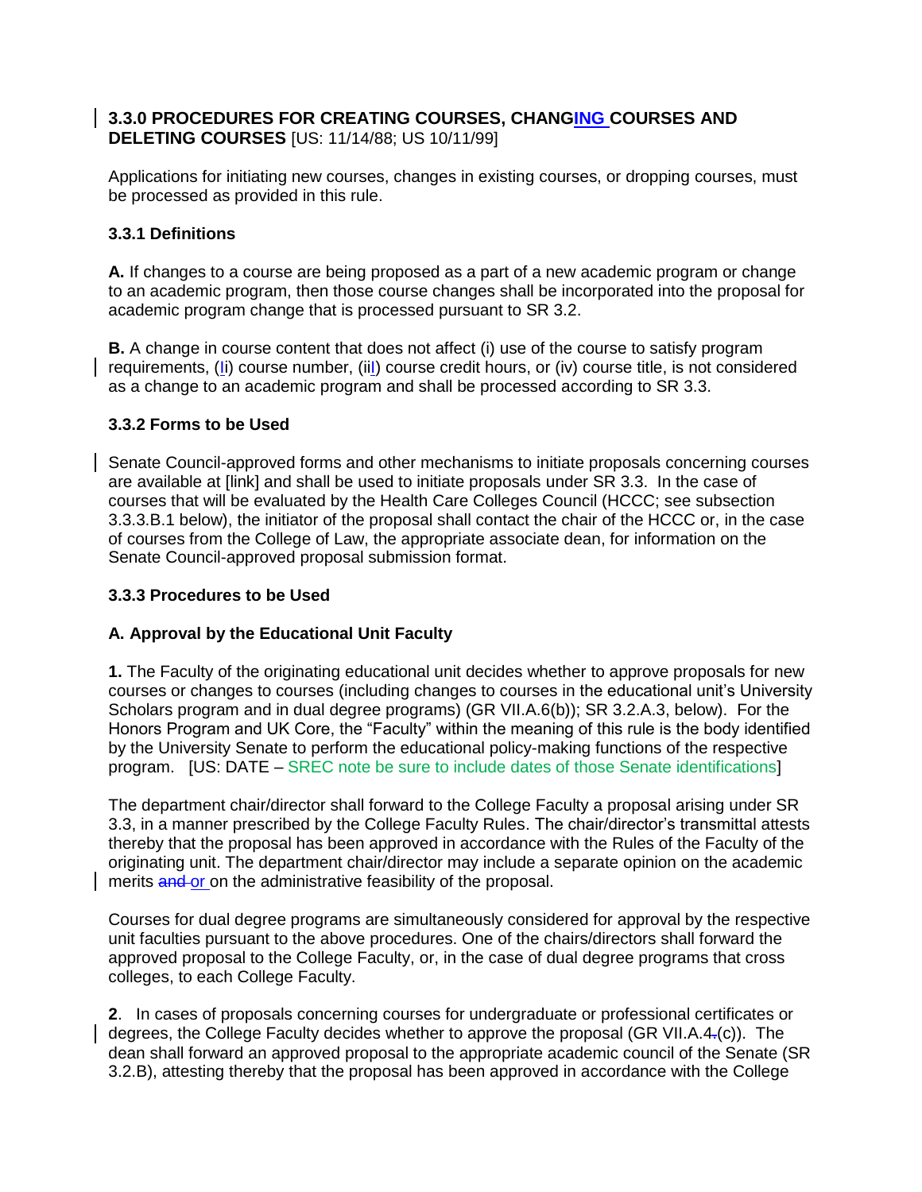**3.3.0 PROCEDURES FOR CREATING COURSES, CHANGING COURSES AND DELETING COURSES** [US: 11/14/88; US 10/11/99]

Applications for initiating new courses, changes in existing courses, or dropping courses, must be processed as provided in this rule.

**3.3.1 Definitions**

**A.** If changes to a course are being proposed as a part of a new academic program or change to an academic program, then those course changes shall be incorporated into the proposal for academic program change that is processed pursuant to SR 3.2.

**B.** A change in course content that does not affect (i) use of the course to satisfy program requirements, (ii) course number, (iii) course credit hours, or (iv) course title, is not considered as a change to an academic program and shall be processed according to SR 3.3.

**3.3.2 Forms to be Used**

Senate Council-approved forms and other mechanisms to initiate proposals concerning courses are available at [link] and shall be used to initiate proposals under SR 3.3. In the case of courses that will be evaluated by the Health Care Colleges Council (HCCC; see subsection 3.3.3.B.1 below), the initiator of the proposal shall contact the chair of the HCCC or, in the case of courses from the College of Law, the appropriate associate dean, for information on the Senate Council-approved proposal submission format.

**3.3.3 Procedures to be Used**

**A. Approval by the Educational Unit Faculty**

**1.** The Faculty of the originating educational unit decides whether to approve proposals for new courses or changes to courses (including changes to courses in the educational unit's University Scholars program and in dual degree programs) (GR VII.A.6(b)); SR 3.2.A.3, below). For the Honors Program and UK Core, the "Faculty" within the meaning of this rule is the body identified by the University Senate to perform the educational policy-making functions of the respective program. [US: DATE – SREC note be sure to include dates of those Senate identifications]

The department chair/director shall forward to the College Faculty a proposal arising under SR 3.3, in a manner prescribed by the College Faculty Rules. The chair/director's transmittal attests thereby that the proposal has been approved in accordance with the Rules of the Faculty of the originating unit. The department chair/director may include a separate opinion on the academic merits or on the administrative feasibility of the proposal.

Courses for dual degree programs are simultaneously considered for approval by the respective unit faculties pursuant to the above procedures. One of the chairs/directors shall forward the approved proposal to the College Faculty, or, in the case of dual degree programs that cross colleges, to each College Faculty.

**2**. In cases of proposals concerning courses for undergraduate or professional certificates or degrees, the College Faculty decides whether to approve the proposal (GR VII.A.4(c)). The dean shall forward an approved proposal to the appropriate academic council of the Senate (SR 3.2.B), attesting thereby that the proposal has been approved in accordance with the College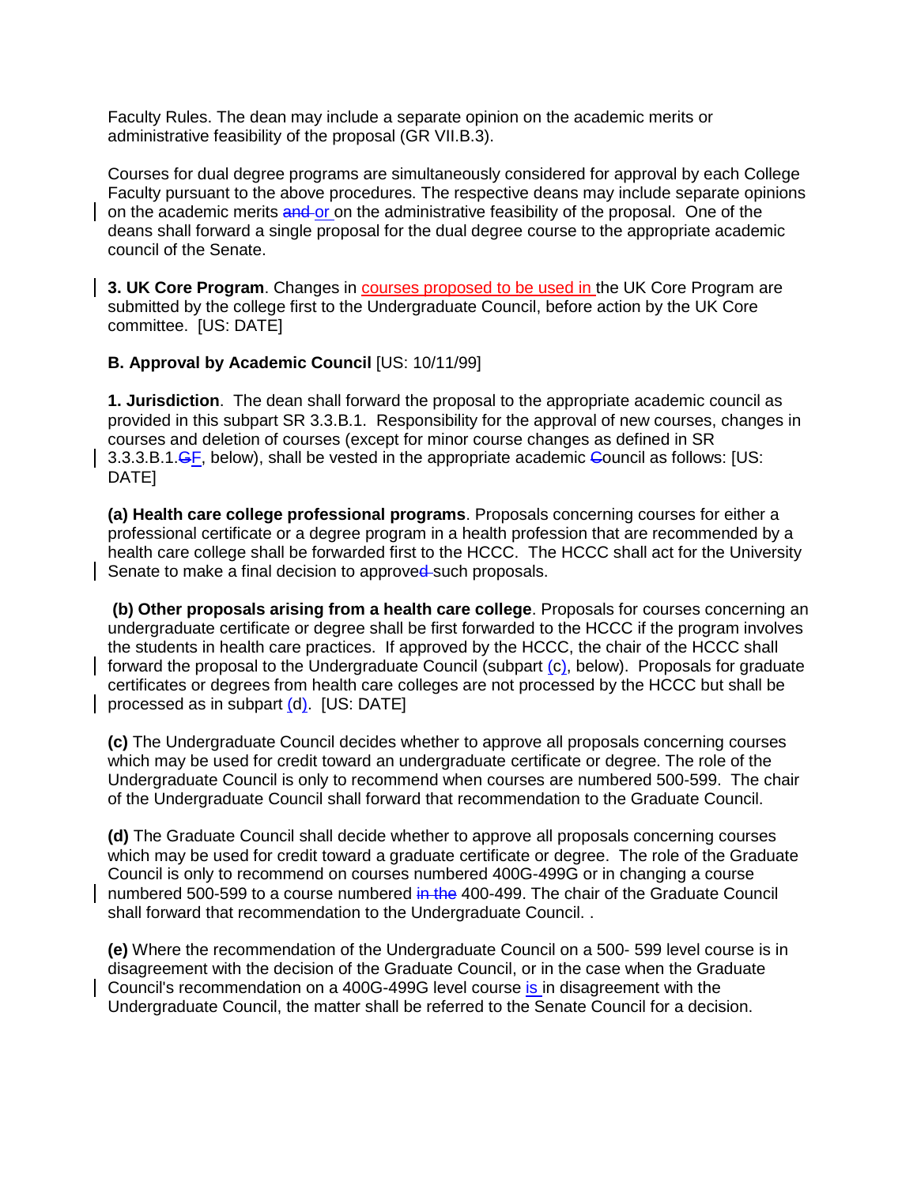Faculty Rules. The dean may include a separate opinion on the academic merits or administrative feasibility of the proposal (GR VII.B.3).

Courses for dual degree programs are simultaneously considered for approval by each College Faculty pursuant to the above procedures. The respective deans may include separate opinions on the academic merits ~~and~~ or on the administrative feasibility of the proposal. One of the deans shall forward a single proposal for the dual degree course to the appropriate academic council of the Senate.

**3. UK Core Program**. Changes in courses proposed to be used in the UK Core Program are submitted by the college first to the Undergraduate Council, before action by the UK Core committee. [US: DATE]

**B. Approval by Academic Council** [US: 10/11/99]

**1. Jurisdiction**. The dean shall forward the proposal to the appropriate academic council as provided in this subpart SR 3.3.B.1. Responsibility for the approval of new courses, changes in courses and deletion of courses (except for minor course changes as defined in SR 3.3.3.B.1.~~G~~F, below), shall be vested in the appropriate academic ~~C~~council as follows: [US: DATE]

**(a) Health care college professional programs**. Proposals concerning courses for either a professional certificate or a degree program in a health profession that are recommended by a health care college shall be forwarded first to the HCCC. The HCCC shall act for the University Senate to make a final decision to approve~~d~~ such proposals.

**(b) Other proposals arising from a health care college**. Proposals for courses concerning an undergraduate certificate or degree shall be first forwarded to the HCCC if the program involves the students in health care practices. If approved by the HCCC, the chair of the HCCC shall forward the proposal to the Undergraduate Council (subpart (c), below). Proposals for graduate certificates or degrees from health care colleges are not processed by the HCCC but shall be processed as in subpart (d). [US: DATE]

**(c)** The Undergraduate Council decides whether to approve all proposals concerning courses which may be used for credit toward an undergraduate certificate or degree. The role of the Undergraduate Council is only to recommend when courses are numbered 500-599. The chair of the Undergraduate Council shall forward that recommendation to the Graduate Council.

**(d)** The Graduate Council shall decide whether to approve all proposals concerning courses which may be used for credit toward a graduate certificate or degree. The role of the Graduate Council is only to recommend on courses numbered 400G-499G or in changing a course numbered 500-599 to a course numbered ~~in the~~ 400-499. The chair of the Graduate Council shall forward that recommendation to the Undergraduate Council. .

**(e)** Where the recommendation of the Undergraduate Council on a 500- 599 level course is in disagreement with the decision of the Graduate Council, or in the case when the Graduate Council's recommendation on a 400G-499G level course is in disagreement with the Undergraduate Council, the matter shall be referred to the Senate Council for a decision.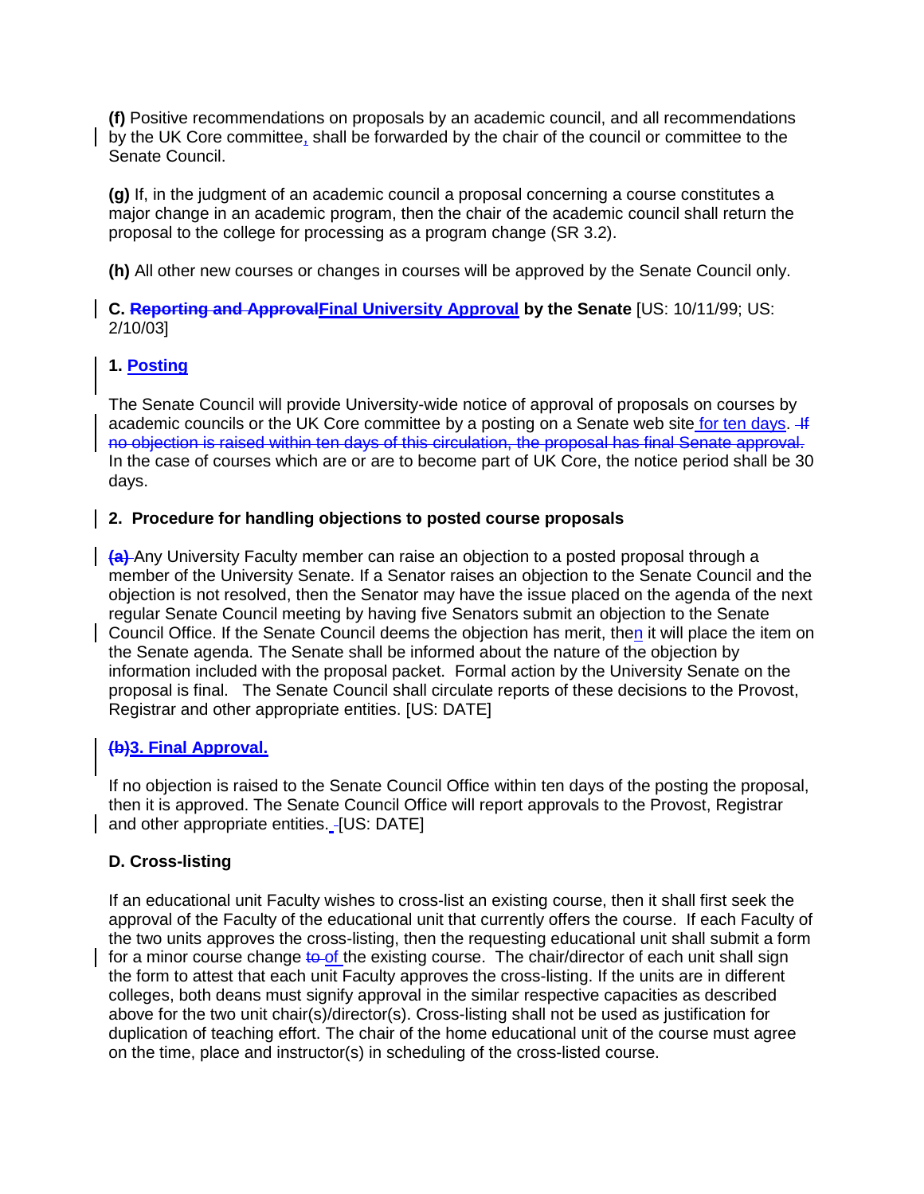**(f)** Positive recommendations on proposals by an academic council, and all recommendations by the UK Core committee, shall be forwarded by the chair of the council or committee to the Senate Council.

**(g)** If, in the judgment of an academic council a proposal concerning a course constitutes a major change in an academic program, then the chair of the academic council shall return the proposal to the college for processing as a program change (SR 3.2).

**(h)** All other new courses or changes in courses will be approved by the Senate Council only.

**C. ~~Reporting and Approval~~Final University Approval by the Senate** [US: 10/11/99; US: 2/10/03]

**1. Posting**

The Senate Council will provide University-wide notice of approval of proposals on courses by academic councils or the UK Core committee by a posting on a Senate web site for ten days. ~~If no objection is raised within ten days of this circulation, the proposal has final Senate approval.~~ In the case of courses which are or are to become part of UK Core, the notice period shall be 30 days.

**2. Procedure for handling objections to posted course proposals**

~~**(a)**~~ Any University Faculty member can raise an objection to a posted proposal through a member of the University Senate. If a Senator raises an objection to the Senate Council and the objection is not resolved, then the Senator may have the issue placed on the agenda of the next regular Senate Council meeting by having five Senators submit an objection to the Senate Council Office. If the Senate Council deems the objection has merit, then it will place the item on the Senate agenda. The Senate shall be informed about the nature of the objection by information included with the proposal packet. Formal action by the University Senate on the proposal is final. The Senate Council shall circulate reports of these decisions to the Provost, Registrar and other appropriate entities. [US: DATE]

**~~(b)~~3. Final Approval.**

If no objection is raised to the Senate Council Office within ten days of the posting the proposal, then it is approved. The Senate Council Office will report approvals to the Provost, Registrar and other appropriate entities. [US: DATE]

**D. Cross-listing**

If an educational unit Faculty wishes to cross-list an existing course, then it shall first seek the approval of the Faculty of the educational unit that currently offers the course. If each Faculty of the two units approves the cross-listing, then the requesting educational unit shall submit a form for a minor course change ~~to~~ of the existing course. The chair/director of each unit shall sign the form to attest that each unit Faculty approves the cross-listing. If the units are in different colleges, both deans must signify approval in the similar respective capacities as described above for the two unit chair(s)/director(s). Cross-listing shall not be used as justification for duplication of teaching effort. The chair of the home educational unit of the course must agree on the time, place and instructor(s) in scheduling of the cross-listed course.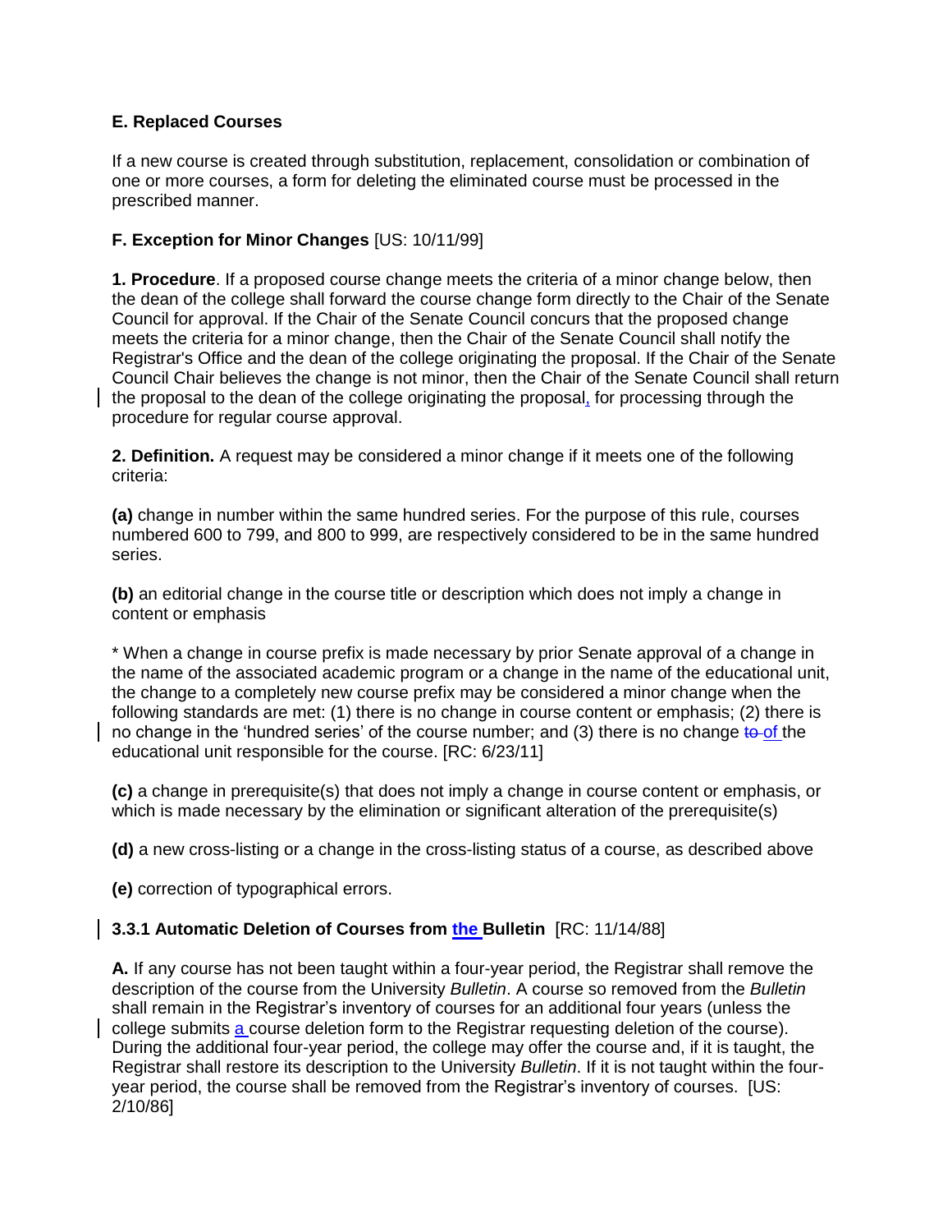**E. Replaced Courses**

If a new course is created through substitution, replacement, consolidation or combination of one or more courses, a form for deleting the eliminated course must be processed in the prescribed manner.

**F. Exception for Minor Changes** [US: 10/11/99]

**1. Procedure**. If a proposed course change meets the criteria of a minor change below, then the dean of the college shall forward the course change form directly to the Chair of the Senate Council for approval. If the Chair of the Senate Council concurs that the proposed change meets the criteria for a minor change, then the Chair of the Senate Council shall notify the Registrar's Office and the dean of the college originating the proposal. If the Chair of the Senate Council Chair believes the change is not minor, then the Chair of the Senate Council shall return the proposal to the dean of the college originating the proposal, for processing through the procedure for regular course approval.

**2. Definition.** A request may be considered a minor change if it meets one of the following criteria:

**(a)** change in number within the same hundred series. For the purpose of this rule, courses numbered 600 to 799, and 800 to 999, are respectively considered to be in the same hundred series.

**(b)** an editorial change in the course title or description which does not imply a change in content or emphasis

* When a change in course prefix is made necessary by prior Senate approval of a change in the name of the associated academic program or a change in the name of the educational unit, the change to a completely new course prefix may be considered a minor change when the following standards are met: (1) there is no change in course content or emphasis; (2) there is no change in the 'hundred series' of the course number; and (3) there is no change ~~to~~ of the educational unit responsible for the course. [RC: 6/23/11]

**(c)** a change in prerequisite(s) that does not imply a change in course content or emphasis, or which is made necessary by the elimination or significant alteration of the prerequisite(s)

**(d)** a new cross-listing or a change in the cross-listing status of a course, as described above

**(e)** correction of typographical errors.

**3.3.1 Automatic Deletion of Courses from the Bulletin** [RC: 11/14/88]

**A.** If any course has not been taught within a four-year period, the Registrar shall remove the description of the course from the University *Bulletin*. A course so removed from the *Bulletin* shall remain in the Registrar's inventory of courses for an additional four years (unless the college submits a course deletion form to the Registrar requesting deletion of the course). During the additional four-year period, the college may offer the course and, if it is taught, the Registrar shall restore its description to the University *Bulletin*. If it is not taught within the four-year period, the course shall be removed from the Registrar's inventory of courses. [US: 2/10/86]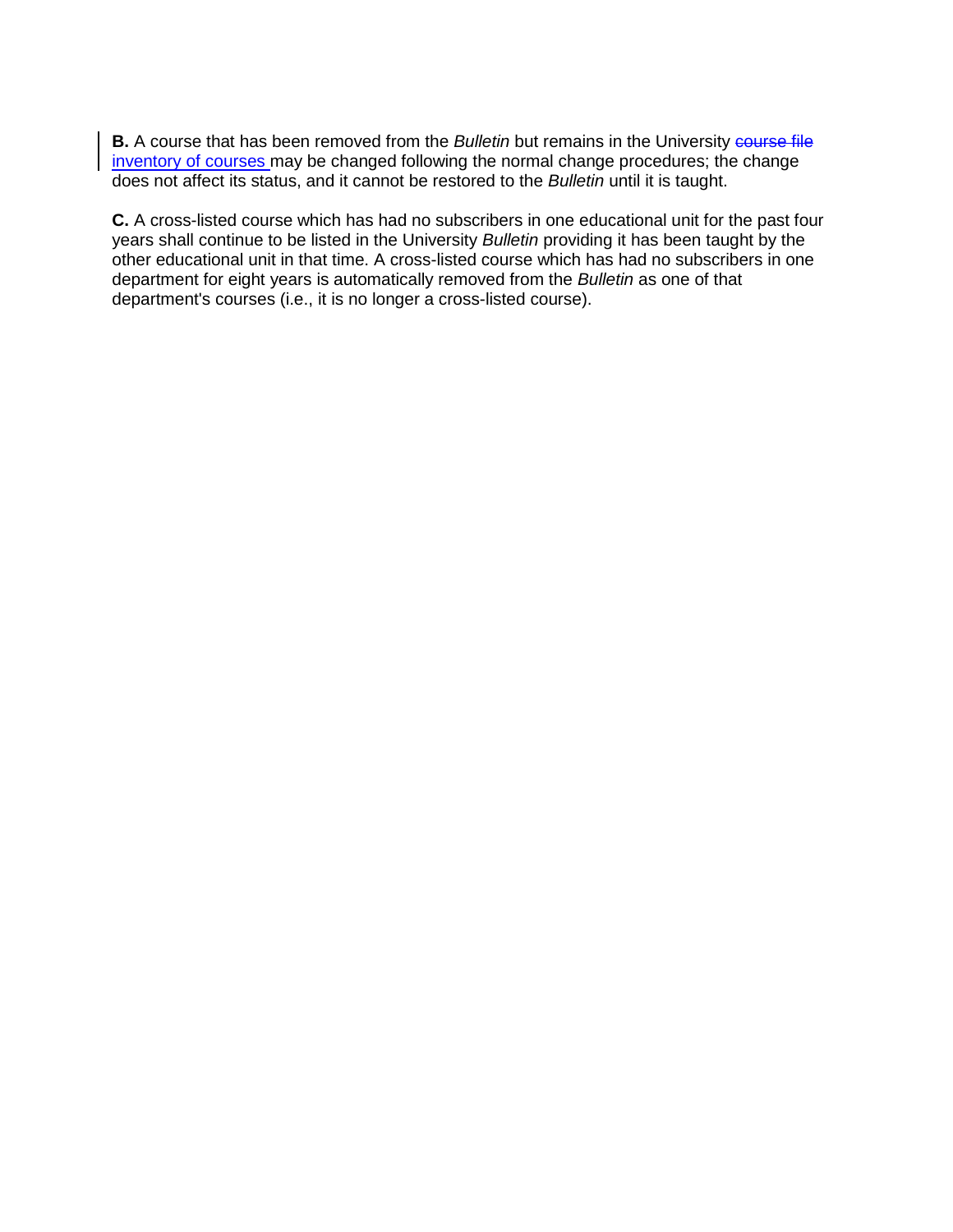**B.** A course that has been removed from the *Bulletin* but remains in the University ~~course file~~ inventory of courses may be changed following the normal change procedures; the change does not affect its status, and it cannot be restored to the *Bulletin* until it is taught.

**C.** A cross-listed course which has had no subscribers in one educational unit for the past four years shall continue to be listed in the University *Bulletin* providing it has been taught by the other educational unit in that time. A cross-listed course which has had no subscribers in one department for eight years is automatically removed from the *Bulletin* as one of that department's courses (i.e., it is no longer a cross-listed course).